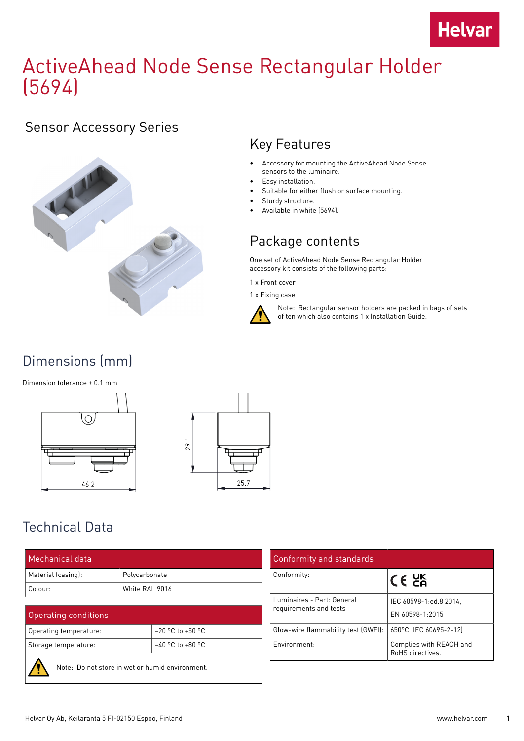# ActiveAhead Node Sense Rectangular Holder (5694)

## Sensor Accessory Series

## Key Features

- Accessory for mounting the ActiveAhead Node Sense sensors to the luminaire.
- Easy installation.
- Suitable for either flush or surface mounting.
- Sturdy structure.
- Available in white (5694).

## Package contents

One set of ActiveAhead Node Sense Rectangular Holder accessory kit consists of the following parts:

1 x Front cover

1 x Fixing case

Note: Rectangular sensor holders are packed in bags of sets of ten which also contains 1 x Installation Guide.

## Dimensions (mm)

Dimension tolerance ± 0.1 mm

46.2

29.1

25.7

## Technical Data

| Mechanical data | |
|---|---|
| Material (casing): | Polycarbonate |
| Colour: | White RAL 9016 |

| Operating conditions | |
|---|---|
| Operating temperature: | −20 °C to +50 °C |
| Storage temperature: | −40 °C to +80 °C |

Note: Do not store in wet or humid environment.

| Conformity and standards | |
|---|---|
| Conformity: | CE UKCA |
| Luminaires - Part: General requirements and tests | IEC 60598-1:ed.8 2014, EN 60598-1:2015 |
| Glow-wire flammability test (GWFI): | 650°C (IEC 60695-2-12) |
| Environment: | Complies with REACH and RoHS directives. |

Helvar Oy Ab, Keilaranta 5 FI-02150 Espoo, Finland

www.helvar.com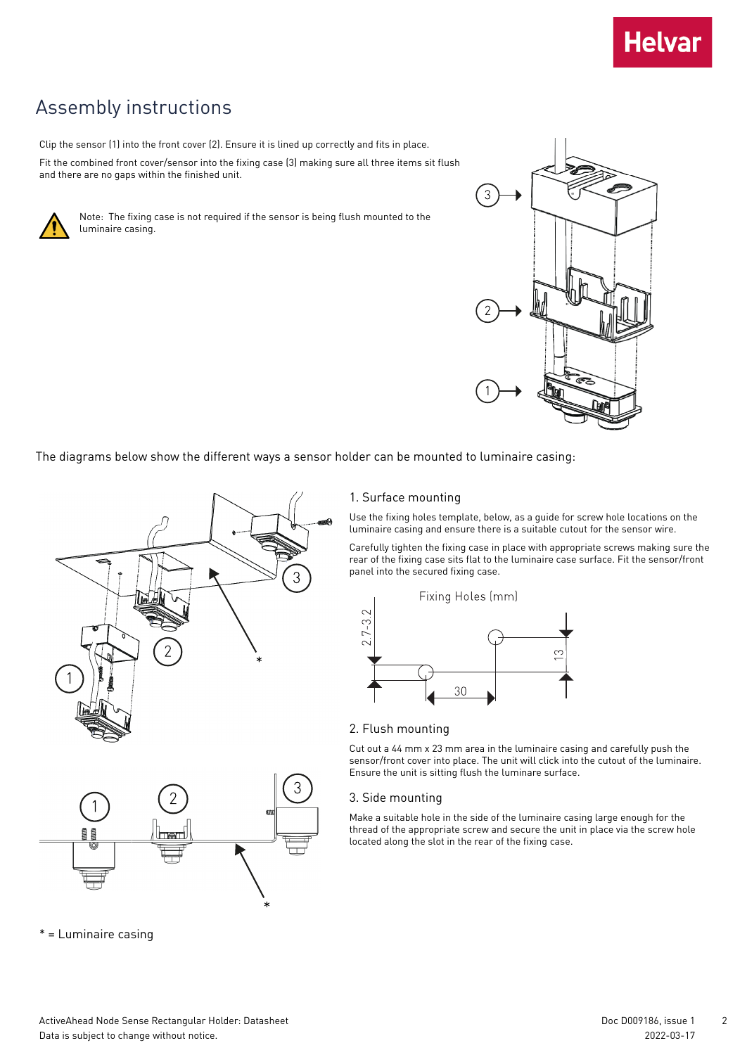# Assembly instructions

Clip the sensor (1) into the front cover (2). Ensure it is lined up correctly and fits in place.

Fit the combined front cover/sensor into the fixing case (3) making sure all three items sit flush and there are no gaps within the finished unit.

Note: The fixing case is not required if the sensor is being flush mounted to the luminaire casing.

The diagrams below show the different ways a sensor holder can be mounted to luminaire casing:

## 1. Surface mounting

Use the fixing holes template, below, as a guide for screw hole locations on the luminaire casing and ensure there is a suitable cutout for the sensor wire.

Carefully tighten the fixing case in place with appropriate screws making sure the rear of the fixing case sits flat to the luminaire case surface. Fit the sensor/front panel into the secured fixing case.

Fixing Holes (mm)

2.7-3.2

13

30

## 2. Flush mounting

Cut out a 44 mm x 23 mm area in the luminaire casing and carefully push the sensor/front cover into place. The unit will click into the cutout of the luminaire. Ensure the unit is sitting flush the luminare surface.

## 3. Side mounting

Make a suitable hole in the side of the luminaire casing large enough for the thread of the appropriate screw and secure the unit in place via the screw hole located along the slot in the rear of the fixing case.

* = Luminaire casing